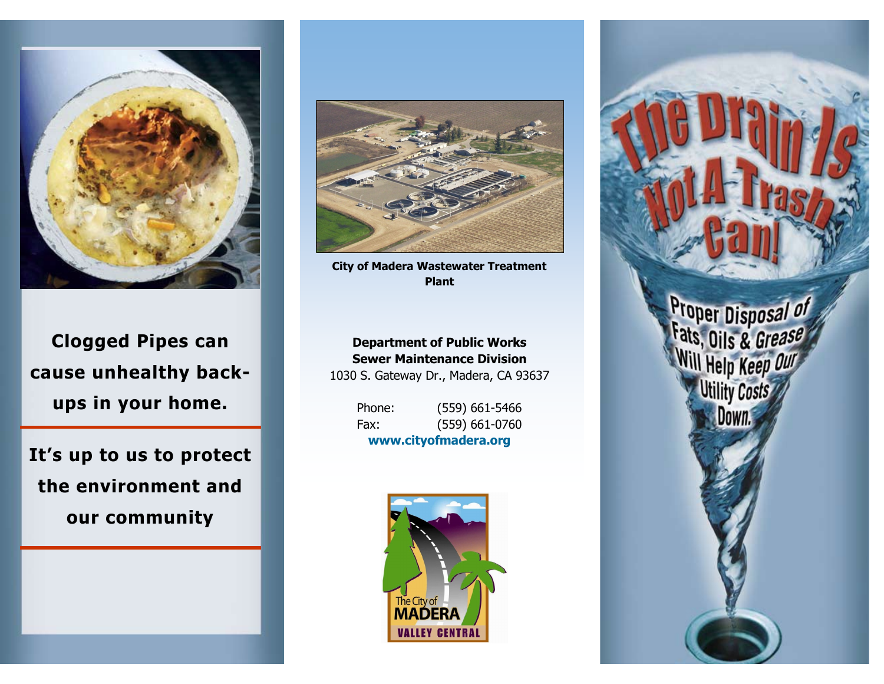**Clogged Pipes can cause unhealthy back-ups in your home.**

**It's up to us to protect the environment and our community**

**City of Madera Wastewater Treatment Plant**

**Department of Public Works**
**Sewer Maintenance Division**
1030 S. Gateway Dr., Madera, CA 93637

Phone: (559) 661-5466
Fax: (559) 661-0760
**www.cityofmadera.org**

The City of MADERA
VALLEY CENTRAL

# The Drain Is Not A Trash Can!

## Proper Disposal of Fats, Oils & Grease Will Help Keep Our Utility Costs Down.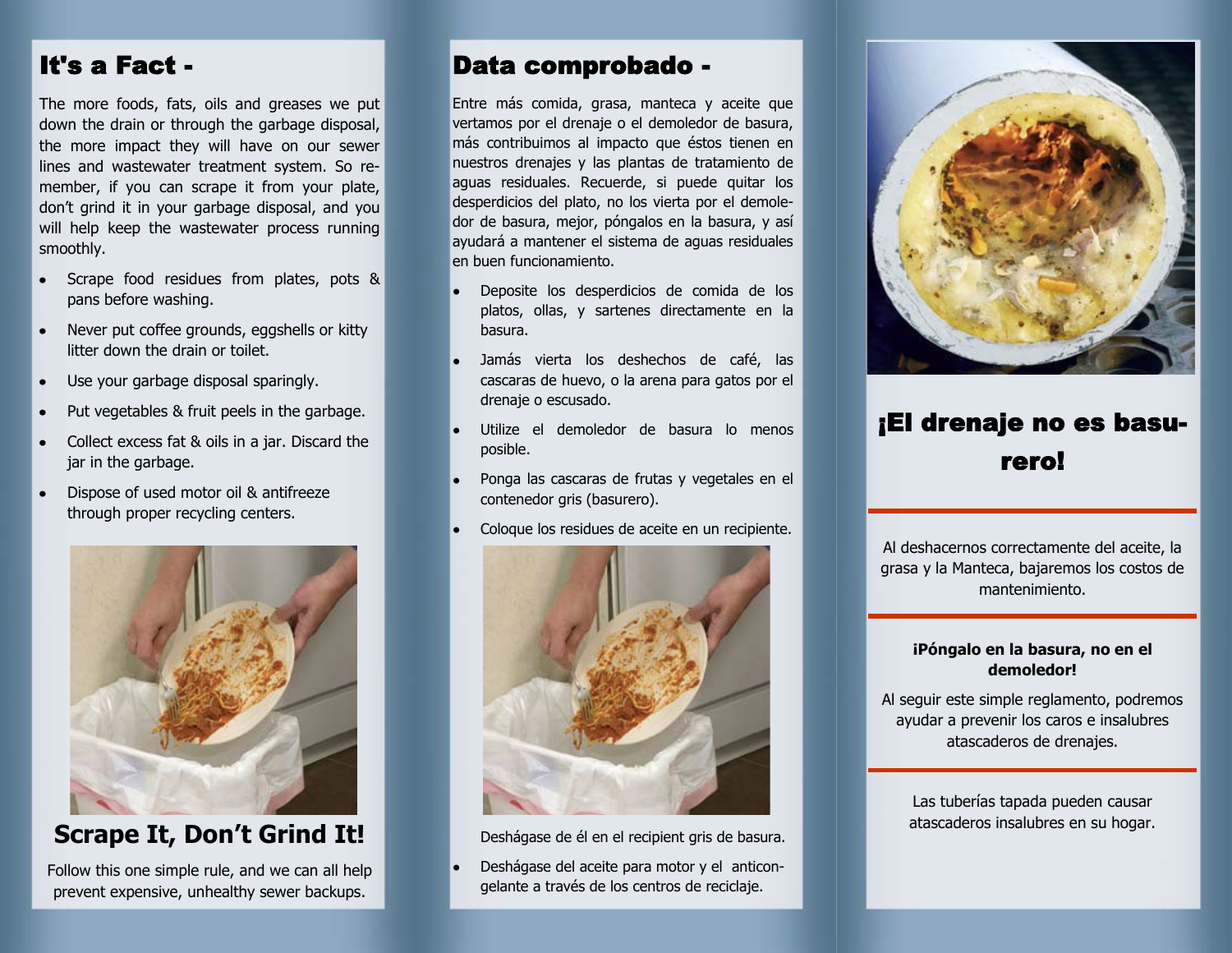## It's a Fact -

The more foods, fats, oils and greases we put down the drain or through the garbage disposal, the more impact they will have on our sewer lines and wastewater treatment system. So remember, if you can scrape it from your plate, don't grind it in your garbage disposal, and you will help keep the wastewater process running smoothly.

- Scrape food residues from plates, pots & pans before washing.
- Never put coffee grounds, eggshells or kitty litter down the drain or toilet.
- Use your garbage disposal sparingly.
- Put vegetables & fruit peels in the garbage.
- Collect excess fat & oils in a jar. Discard the jar in the garbage.
- Dispose of used motor oil & antifreeze through proper recycling centers.

## Scrape It, Don't Grind It!

Follow this one simple rule, and we can all help prevent expensive, unhealthy sewer backups.

## Data comprobado -

Entre más comida, grasa, manteca y aceite que vertamos por el drenaje o el demoledor de basura, más contribuimos al impacto que éstos tienen en nuestros drenajes y las plantas de tratamiento de aguas residuales. Recuerde, si puede quitar los desperdicios del plato, no los vierta por el demoledor de basura, mejor, póngalos en la basura, y así ayudará a mantener el sistema de aguas residuales en buen funcionamiento.

- Deposite los desperdicios de comida de los platos, ollas, y sartenes directamente en la basura.
- Jamás vierta los deshechos de café, las cascaras de huevo, o la arena para gatos por el drenaje o escusado.
- Utilize el demoledor de basura lo menos posible.
- Ponga las cascaras de frutas y vegetales en el contenedor gris (basurero).
- Coloque los residues de aceite en un recipiente. Deshágase de él en el recipient gris de basura.
- Deshágase del aceite para motor y el anticongelante a través de los centros de reciclaje.

## ¡El drenaje no es basurero!

Al deshacernos correctamente del aceite, la grasa y la Manteca, bajaremos los costos de mantenimiento.

**¡Póngalo en la basura, no en el demoledor!**

Al seguir este simple reglamento, podremos ayudar a prevenir los caros e insalubres atascaderos de drenajes.

Las tuberías tapada pueden causar atascaderos insalubres en su hogar.